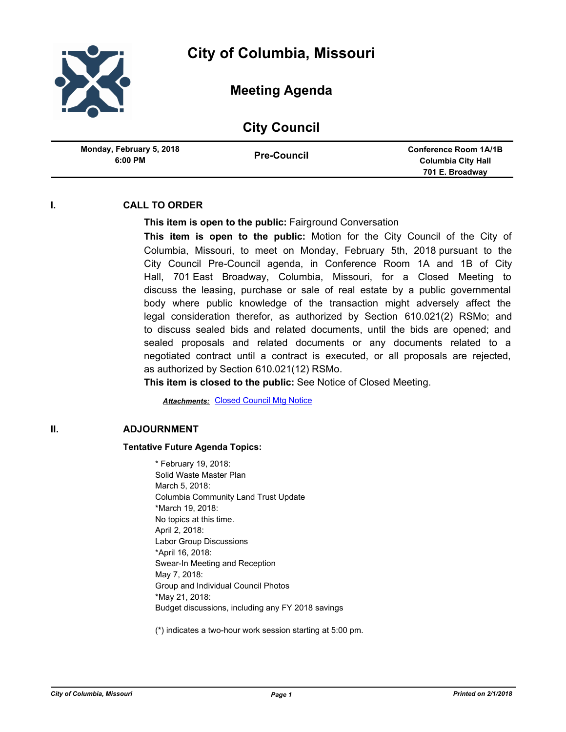# City of Columbia, Missouri

## Meeting Agenda

## City Council

| Monday, February 5, 2018 6:00 PM | Pre-Council | Conference Room 1A/1B Columbia City Hall 701 E. Broadway |
|---|---|---|

### I. CALL TO ORDER

**This item is open to the public:** Fairground Conversation

**This item is open to the public:** Motion for the City Council of the City of Columbia, Missouri, to meet on Monday, February 5th, 2018 pursuant to the City Council Pre-Council agenda, in Conference Room 1A and 1B of City Hall, 701 East Broadway, Columbia, Missouri, for a Closed Meeting to discuss the leasing, purchase or sale of real estate by a public governmental body where public knowledge of the transaction might adversely affect the legal consideration therefor, as authorized by Section 610.021(2) RSMo; and to discuss sealed bids and related documents, until the bids are opened; and sealed proposals and related documents or any documents related to a negotiated contract until a contract is executed, or all proposals are rejected, as authorized by Section 610.021(12) RSMo.

**This item is closed to the public:** See Notice of Closed Meeting.

***Attachments:*** Closed Council Mtg Notice

### II. ADJOURNMENT

**Tentative Future Agenda Topics:**

* February 19, 2018:
Solid Waste Master Plan
March 5, 2018:
Columbia Community Land Trust Update
*March 19, 2018:
No topics at this time.
April 2, 2018:
Labor Group Discussions
*April 16, 2018:
Swear-In Meeting and Reception
May 7, 2018:
Group and Individual Council Photos
*May 21, 2018:
Budget discussions, including any FY 2018 savings

(*) indicates a two-hour work session starting at 5:00 pm.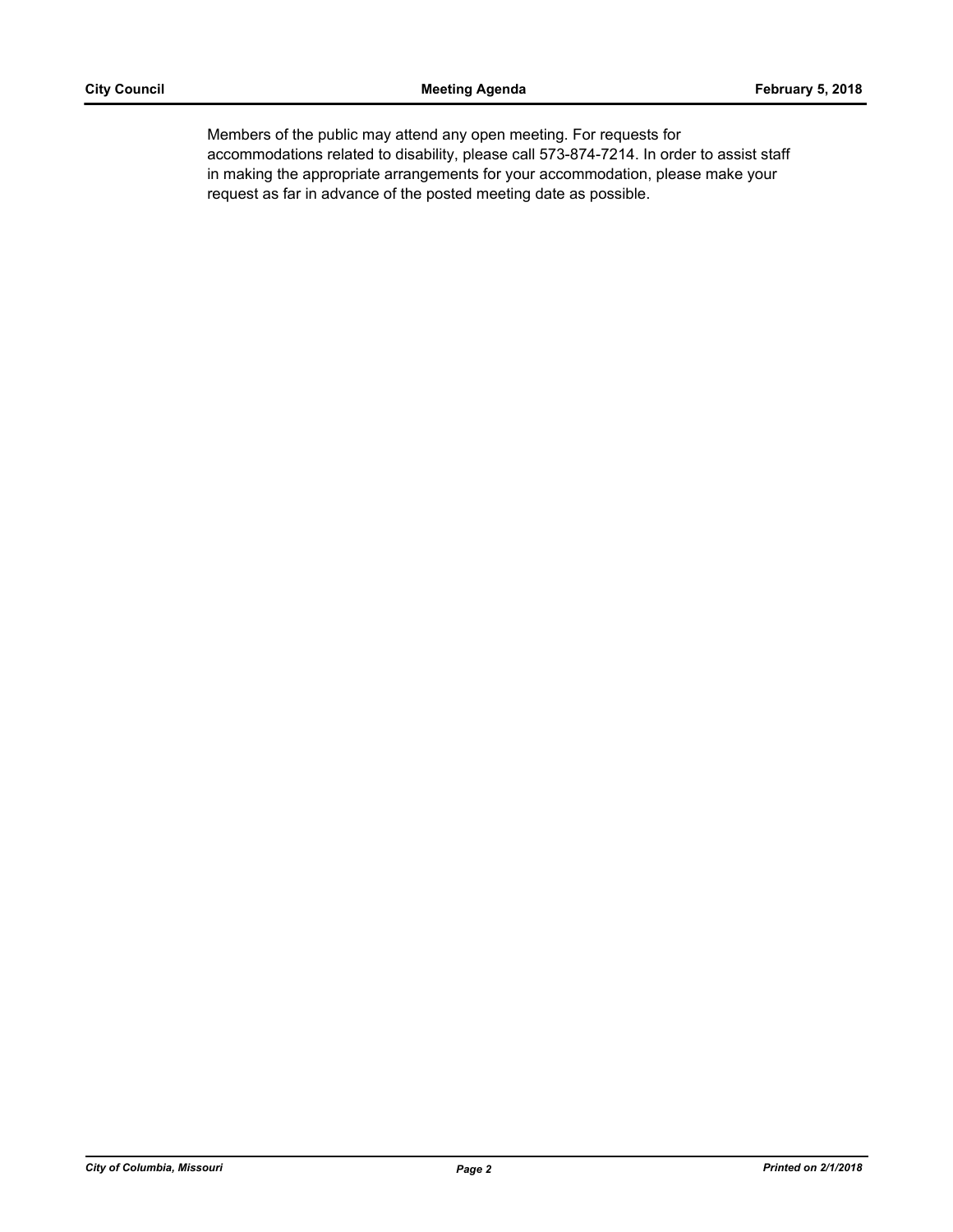Members of the public may attend any open meeting. For requests for accommodations related to disability, please call 573-874-7214. In order to assist staff in making the appropriate arrangements for your accommodation, please make your request as far in advance of the posted meeting date as possible.